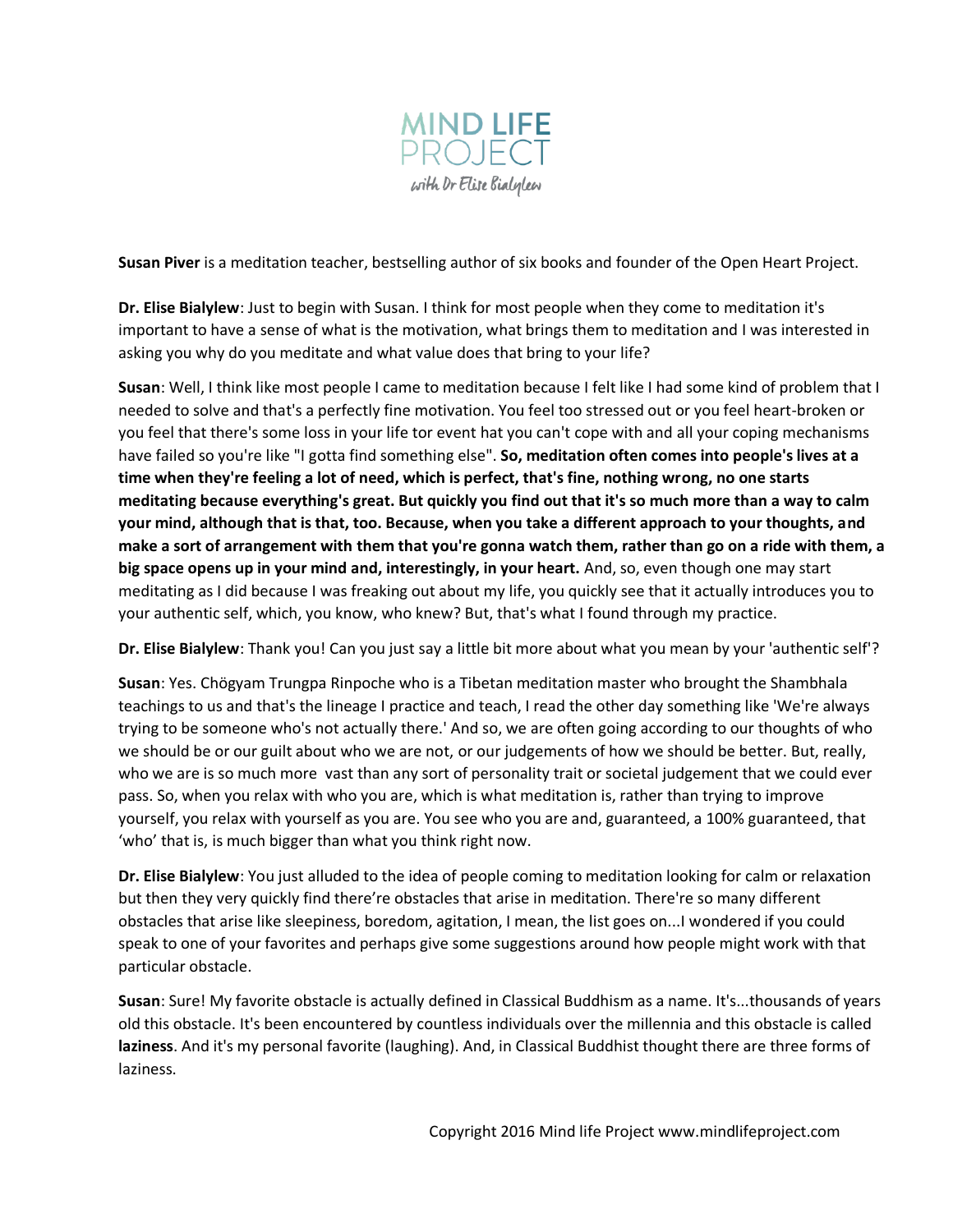MIND LIFE PROJECT

*with Dr Elise Bialylew*

**Susan Piver** is a meditation teacher, bestselling author of six books and founder of the Open Heart Project.

**Dr. Elise Bialylew**: Just to begin with Susan. I think for most people when they come to meditation it's important to have a sense of what is the motivation, what brings them to meditation and I was interested in asking you why do you meditate and what value does that bring to your life?

**Susan**: Well, I think like most people I came to meditation because I felt like I had some kind of problem that I needed to solve and that's a perfectly fine motivation. You feel too stressed out or you feel heart-broken or you feel that there's some loss in your life tor event hat you can't cope with and all your coping mechanisms have failed so you're like "I gotta find something else". **So, meditation often comes into people's lives at a time when they're feeling a lot of need, which is perfect, that's fine, nothing wrong, no one starts meditating because everything's great. But quickly you find out that it's so much more than a way to calm your mind, although that is that, too. Because, when you take a different approach to your thoughts, and make a sort of arrangement with them that you're gonna watch them, rather than go on a ride with them, a big space opens up in your mind and, interestingly, in your heart.** And, so, even though one may start meditating as I did because I was freaking out about my life, you quickly see that it actually introduces you to your authentic self, which, you know, who knew? But, that's what I found through my practice.

**Dr. Elise Bialylew**: Thank you! Can you just say a little bit more about what you mean by your 'authentic self'?

**Susan**: Yes. Chögyam Trungpa Rinpoche who is a Tibetan meditation master who brought the Shambhala teachings to us and that's the lineage I practice and teach, I read the other day something like 'We're always trying to be someone who's not actually there.' And so, we are often going according to our thoughts of who we should be or our guilt about who we are not, or our judgements of how we should be better. But, really, who we are is so much more vast than any sort of personality trait or societal judgement that we could ever pass. So, when you relax with who you are, which is what meditation is, rather than trying to improve yourself, you relax with yourself as you are. You see who you are and, guaranteed, a 100% guaranteed, that 'who' that is, is much bigger than what you think right now.

**Dr. Elise Bialylew**: You just alluded to the idea of people coming to meditation looking for calm or relaxation but then they very quickly find there're obstacles that arise in meditation. There're so many different obstacles that arise like sleepiness, boredom, agitation, I mean, the list goes on...I wondered if you could speak to one of your favorites and perhaps give some suggestions around how people might work with that particular obstacle.

**Susan**: Sure! My favorite obstacle is actually defined in Classical Buddhism as a name. It's...thousands of years old this obstacle. It's been encountered by countless individuals over the millennia and this obstacle is called **laziness**. And it's my personal favorite (laughing). And, in Classical Buddhist thought there are three forms of laziness.

Copyright 2016 Mind life Project www.mindlifeproject.com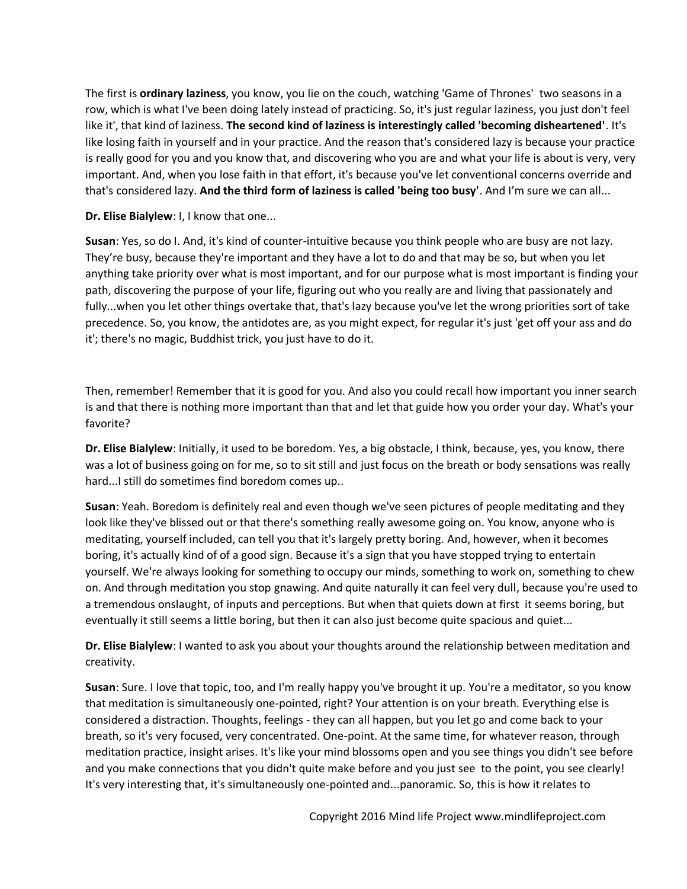The first is **ordinary laziness**, you know, you lie on the couch, watching 'Game of Thrones' two seasons in a row, which is what I've been doing lately instead of practicing. So, it's just regular laziness, you just don't feel like it', that kind of laziness. **The second kind of laziness is interestingly called 'becoming disheartened'**. It's like losing faith in yourself and in your practice. And the reason that's considered lazy is because your practice is really good for you and you know that, and discovering who you are and what your life is about is very, very important. And, when you lose faith in that effort, it's because you've let conventional concerns override and that's considered lazy. **And the third form of laziness is called 'being too busy'**. And I'm sure we can all...

**Dr. Elise Bialylew**: I, I know that one...

**Susan**: Yes, so do I. And, it's kind of counter-intuitive because you think people who are busy are not lazy. They're busy, because they're important and they have a lot to do and that may be so, but when you let anything take priority over what is most important, and for our purpose what is most important is finding your path, discovering the purpose of your life, figuring out who you really are and living that passionately and fully...when you let other things overtake that, that's lazy because you've let the wrong priorities sort of take precedence. So, you know, the antidotes are, as you might expect, for regular it's just 'get off your ass and do it'; there's no magic, Buddhist trick, you just have to do it.

Then, remember! Remember that it is good for you. And also you could recall how important you inner search is and that there is nothing more important than that and let that guide how you order your day. What's your favorite?

**Dr. Elise Bialylew**: Initially, it used to be boredom. Yes, a big obstacle, I think, because, yes, you know, there was a lot of business going on for me, so to sit still and just focus on the breath or body sensations was really hard...I still do sometimes find boredom comes up..

**Susan**: Yeah. Boredom is definitely real and even though we've seen pictures of people meditating and they look like they've blissed out or that there's something really awesome going on. You know, anyone who is meditating, yourself included, can tell you that it's largely pretty boring. And, however, when it becomes boring, it's actually kind of of a good sign. Because it's a sign that you have stopped trying to entertain yourself. We're always looking for something to occupy our minds, something to work on, something to chew on. And through meditation you stop gnawing. And quite naturally it can feel very dull, because you're used to a tremendous onslaught, of inputs and perceptions. But when that quiets down at first it seems boring, but eventually it still seems a little boring, but then it can also just become quite spacious and quiet...

**Dr. Elise Bialylew**: I wanted to ask you about your thoughts around the relationship between meditation and creativity.

**Susan**: Sure. I love that topic, too, and I'm really happy you've brought it up. You're a meditator, so you know that meditation is simultaneously one-pointed, right? Your attention is on your breath. Everything else is considered a distraction. Thoughts, feelings - they can all happen, but you let go and come back to your breath, so it's very focused, very concentrated. One-point. At the same time, for whatever reason, through meditation practice, insight arises. It's like your mind blossoms open and you see things you didn't see before and you make connections that you didn't quite make before and you just see to the point, you see clearly! It's very interesting that, it's simultaneously one-pointed and...panoramic. So, this is how it relates to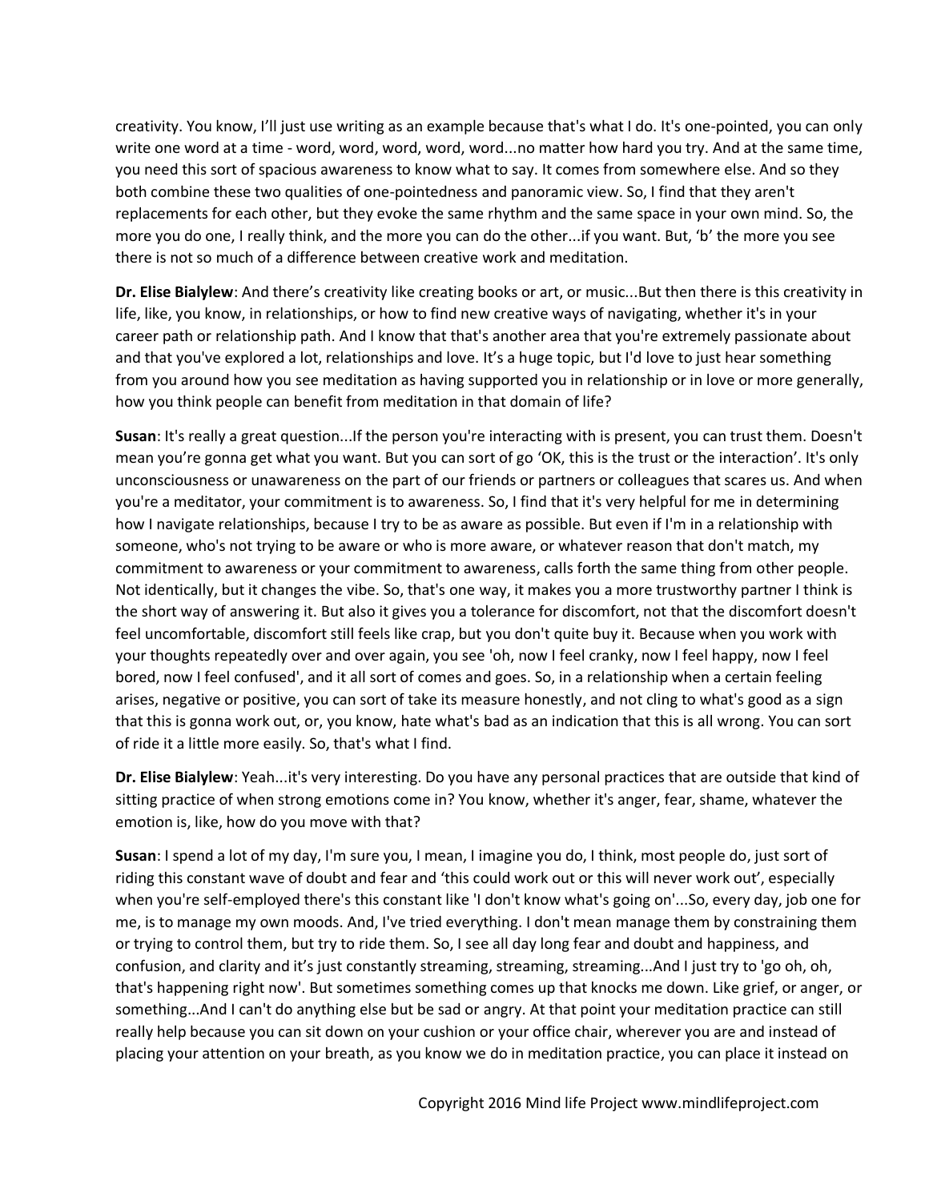creativity. You know, I'll just use writing as an example because that's what I do. It's one-pointed, you can only write one word at a time - word, word, word, word, word...no matter how hard you try. And at the same time, you need this sort of spacious awareness to know what to say. It comes from somewhere else. And so they both combine these two qualities of one-pointedness and panoramic view. So, I find that they aren't replacements for each other, but they evoke the same rhythm and the same space in your own mind. So, the more you do one, I really think, and the more you can do the other...if you want. But, 'b' the more you see there is not so much of a difference between creative work and meditation.

**Dr. Elise Bialylew**: And there's creativity like creating books or art, or music...But then there is this creativity in life, like, you know, in relationships, or how to find new creative ways of navigating, whether it's in your career path or relationship path. And I know that that's another area that you're extremely passionate about and that you've explored a lot, relationships and love. It's a huge topic, but I'd love to just hear something from you around how you see meditation as having supported you in relationship or in love or more generally, how you think people can benefit from meditation in that domain of life?

**Susan**: It's really a great question...If the person you're interacting with is present, you can trust them. Doesn't mean you're gonna get what you want. But you can sort of go 'OK, this is the trust or the interaction'. It's only unconsciousness or unawareness on the part of our friends or partners or colleagues that scares us. And when you're a meditator, your commitment is to awareness. So, I find that it's very helpful for me in determining how I navigate relationships, because I try to be as aware as possible. But even if I'm in a relationship with someone, who's not trying to be aware or who is more aware, or whatever reason that don't match, my commitment to awareness or your commitment to awareness, calls forth the same thing from other people. Not identically, but it changes the vibe. So, that's one way, it makes you a more trustworthy partner I think is the short way of answering it. But also it gives you a tolerance for discomfort, not that the discomfort doesn't feel uncomfortable, discomfort still feels like crap, but you don't quite buy it. Because when you work with your thoughts repeatedly over and over again, you see 'oh, now I feel cranky, now I feel happy, now I feel bored, now I feel confused', and it all sort of comes and goes. So, in a relationship when a certain feeling arises, negative or positive, you can sort of take its measure honestly, and not cling to what's good as a sign that this is gonna work out, or, you know, hate what's bad as an indication that this is all wrong. You can sort of ride it a little more easily. So, that's what I find.

**Dr. Elise Bialylew**: Yeah...it's very interesting. Do you have any personal practices that are outside that kind of sitting practice of when strong emotions come in? You know, whether it's anger, fear, shame, whatever the emotion is, like, how do you move with that?

**Susan**: I spend a lot of my day, I'm sure you, I mean, I imagine you do, I think, most people do, just sort of riding this constant wave of doubt and fear and 'this could work out or this will never work out', especially when you're self-employed there's this constant like 'I don't know what's going on'...So, every day, job one for me, is to manage my own moods. And, I've tried everything. I don't mean manage them by constraining them or trying to control them, but try to ride them. So, I see all day long fear and doubt and happiness, and confusion, and clarity and it's just constantly streaming, streaming, streaming...And I just try to 'go oh, oh, that's happening right now'. But sometimes something comes up that knocks me down. Like grief, or anger, or something...And I can't do anything else but be sad or angry. At that point your meditation practice can still really help because you can sit down on your cushion or your office chair, wherever you are and instead of placing your attention on your breath, as you know we do in meditation practice, you can place it instead on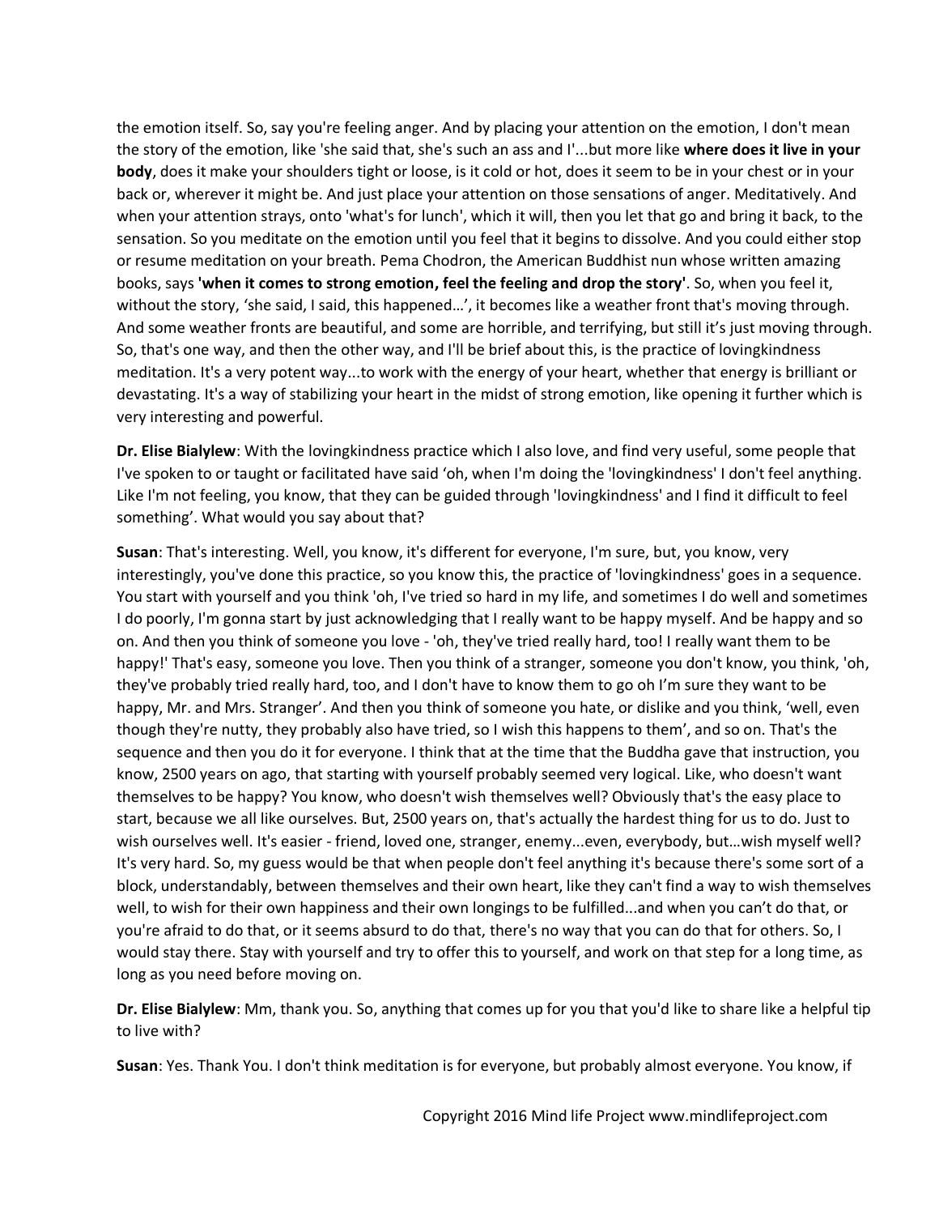the emotion itself. So, say you're feeling anger. And by placing your attention on the emotion, I don't mean the story of the emotion, like 'she said that, she's such an ass and I'...but more like **where does it live in your body**, does it make your shoulders tight or loose, is it cold or hot, does it seem to be in your chest or in your back or, wherever it might be. And just place your attention on those sensations of anger. Meditatively. And when your attention strays, onto 'what's for lunch', which it will, then you let that go and bring it back, to the sensation. So you meditate on the emotion until you feel that it begins to dissolve. And you could either stop or resume meditation on your breath. Pema Chodron, the American Buddhist nun whose written amazing books, says **'when it comes to strong emotion, feel the feeling and drop the story'**. So, when you feel it, without the story, 'she said, I said, this happened…', it becomes like a weather front that's moving through. And some weather fronts are beautiful, and some are horrible, and terrifying, but still it's just moving through. So, that's one way, and then the other way, and I'll be brief about this, is the practice of lovingkindness meditation. It's a very potent way...to work with the energy of your heart, whether that energy is brilliant or devastating. It's a way of stabilizing your heart in the midst of strong emotion, like opening it further which is very interesting and powerful.

**Dr. Elise Bialylew**: With the lovingkindness practice which I also love, and find very useful, some people that I've spoken to or taught or facilitated have said 'oh, when I'm doing the 'lovingkindness' I don't feel anything. Like I'm not feeling, you know, that they can be guided through 'lovingkindness' and I find it difficult to feel something'. What would you say about that?

**Susan**: That's interesting. Well, you know, it's different for everyone, I'm sure, but, you know, very interestingly, you've done this practice, so you know this, the practice of 'lovingkindness' goes in a sequence. You start with yourself and you think 'oh, I've tried so hard in my life, and sometimes I do well and sometimes I do poorly, I'm gonna start by just acknowledging that I really want to be happy myself. And be happy and so on. And then you think of someone you love - 'oh, they've tried really hard, too! I really want them to be happy!' That's easy, someone you love. Then you think of a stranger, someone you don't know, you think, 'oh, they've probably tried really hard, too, and I don't have to know them to go oh I'm sure they want to be happy, Mr. and Mrs. Stranger'. And then you think of someone you hate, or dislike and you think, 'well, even though they're nutty, they probably also have tried, so I wish this happens to them', and so on. That's the sequence and then you do it for everyone. I think that at the time that the Buddha gave that instruction, you know, 2500 years on ago, that starting with yourself probably seemed very logical. Like, who doesn't want themselves to be happy? You know, who doesn't wish themselves well? Obviously that's the easy place to start, because we all like ourselves. But, 2500 years on, that's actually the hardest thing for us to do. Just to wish ourselves well. It's easier - friend, loved one, stranger, enemy...even, everybody, but…wish myself well? It's very hard. So, my guess would be that when people don't feel anything it's because there's some sort of a block, understandably, between themselves and their own heart, like they can't find a way to wish themselves well, to wish for their own happiness and their own longings to be fulfilled...and when you can't do that, or you're afraid to do that, or it seems absurd to do that, there's no way that you can do that for others. So, I would stay there. Stay with yourself and try to offer this to yourself, and work on that step for a long time, as long as you need before moving on.

**Dr. Elise Bialylew**: Mm, thank you. So, anything that comes up for you that you'd like to share like a helpful tip to live with?

**Susan**: Yes. Thank You. I don't think meditation is for everyone, but probably almost everyone. You know, if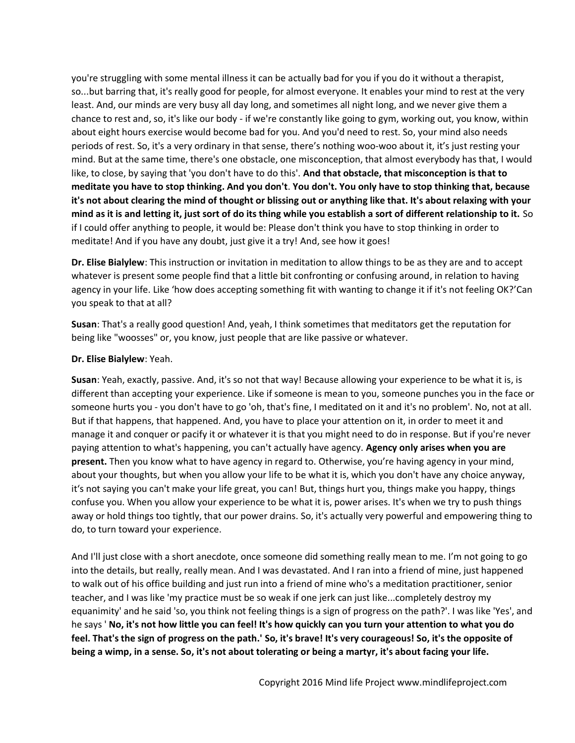you're struggling with some mental illness it can be actually bad for you if you do it without a therapist, so...but barring that, it's really good for people, for almost everyone. It enables your mind to rest at the very least. And, our minds are very busy all day long, and sometimes all night long, and we never give them a chance to rest and, so, it's like our body - if we're constantly like going to gym, working out, you know, within about eight hours exercise would become bad for you. And you'd need to rest. So, your mind also needs periods of rest. So, it's a very ordinary in that sense, there's nothing woo-woo about it, it's just resting your mind. But at the same time, there's one obstacle, one misconception, that almost everybody has that, I would like, to close, by saying that 'you don't have to do this'. **And that obstacle, that misconception is that to meditate you have to stop thinking. And you don't**. **You don't. You only have to stop thinking that, because it's not about clearing the mind of thought or blissing out or anything like that. It's about relaxing with your mind as it is and letting it, just sort of do its thing while you establish a sort of different relationship to it.** So if I could offer anything to people, it would be: Please don't think you have to stop thinking in order to meditate! And if you have any doubt, just give it a try! And, see how it goes!

**Dr. Elise Bialylew**: This instruction or invitation in meditation to allow things to be as they are and to accept whatever is present some people find that a little bit confronting or confusing around, in relation to having agency in your life. Like 'how does accepting something fit with wanting to change it if it's not feeling OK?'Can you speak to that at all?

**Susan**: That's a really good question! And, yeah, I think sometimes that meditators get the reputation for being like "woosses" or, you know, just people that are like passive or whatever.

**Dr. Elise Bialylew**: Yeah.

**Susan**: Yeah, exactly, passive. And, it's so not that way! Because allowing your experience to be what it is, is different than accepting your experience. Like if someone is mean to you, someone punches you in the face or someone hurts you - you don't have to go 'oh, that's fine, I meditated on it and it's no problem'. No, not at all. But if that happens, that happened. And, you have to place your attention on it, in order to meet it and manage it and conquer or pacify it or whatever it is that you might need to do in response. But if you're never paying attention to what's happening, you can't actually have agency. **Agency only arises when you are present.** Then you know what to have agency in regard to. Otherwise, you're having agency in your mind, about your thoughts, but when you allow your life to be what it is, which you don't have any choice anyway, it's not saying you can't make your life great, you can! But, things hurt you, things make you happy, things confuse you. When you allow your experience to be what it is, power arises. It's when we try to push things away or hold things too tightly, that our power drains. So, it's actually very powerful and empowering thing to do, to turn toward your experience.

And I'll just close with a short anecdote, once someone did something really mean to me. I'm not going to go into the details, but really, really mean. And I was devastated. And I ran into a friend of mine, just happened to walk out of his office building and just run into a friend of mine who's a meditation practitioner, senior teacher, and I was like 'my practice must be so weak if one jerk can just like...completely destroy my equanimity' and he said 'so, you think not feeling things is a sign of progress on the path?'. I was like 'Yes', and he says ' **No, it's not how little you can feel! It's how quickly can you turn your attention to what you do feel. That's the sign of progress on the path.' So, it's brave! It's very courageous! So, it's the opposite of being a wimp, in a sense. So, it's not about tolerating or being a martyr, it's about facing your life.**

Copyright 2016 Mind life Project www.mindlifeproject.com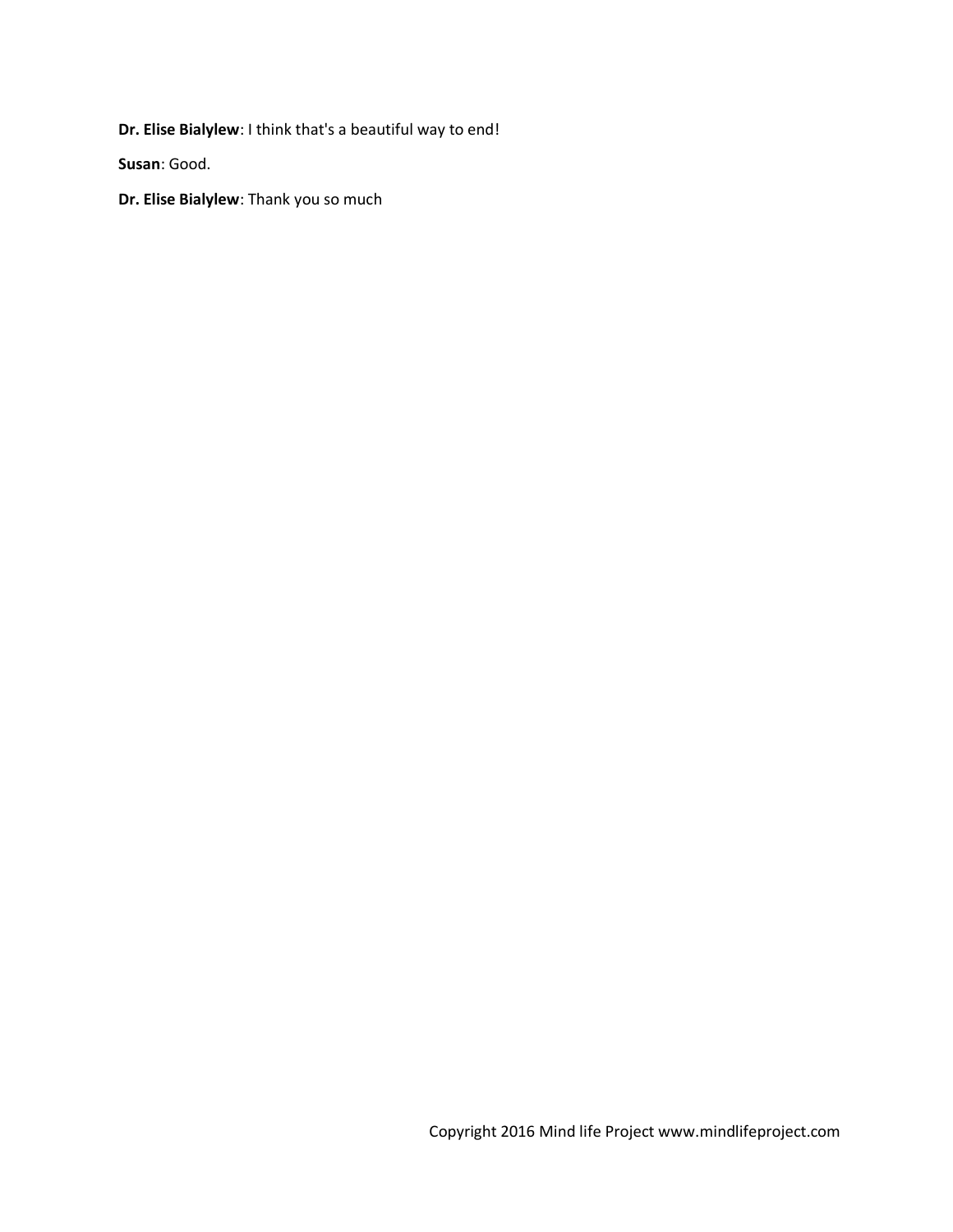**Dr. Elise Bialylew**: I think that's a beautiful way to end!

**Susan**: Good.

**Dr. Elise Bialylew**: Thank you so much